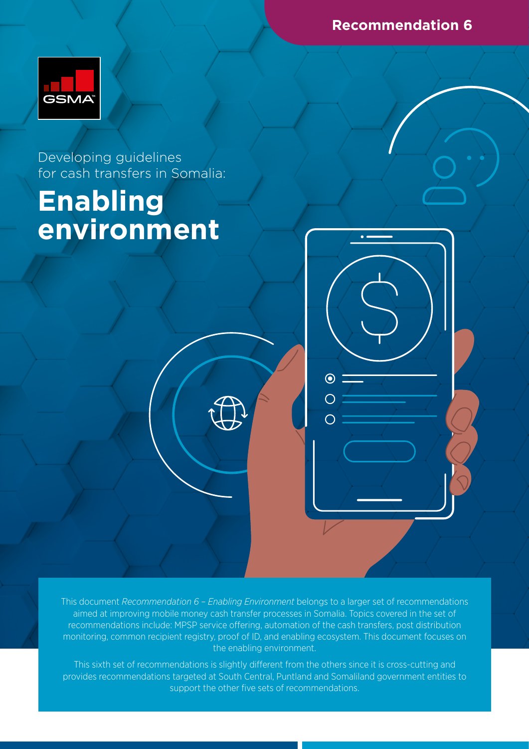Recommendation 6

Developing guidelines for cash transfers in Somalia:

# Enabling environment

This document *Recommendation 6 – Enabling Environment* belongs to a larger set of recommendations aimed at improving mobile money cash transfer processes in Somalia. Topics covered in the set of recommendations include: MPSP service offering, automation of the cash transfers, post distribution monitoring, common recipient registry, proof of ID, and enabling ecosystem. This document focuses on the enabling environment.

This sixth set of recommendations is slightly different from the others since it is cross-cutting and provides recommendations targeted at South Central, Puntland and Somaliland government entities to support the other five sets of recommendations.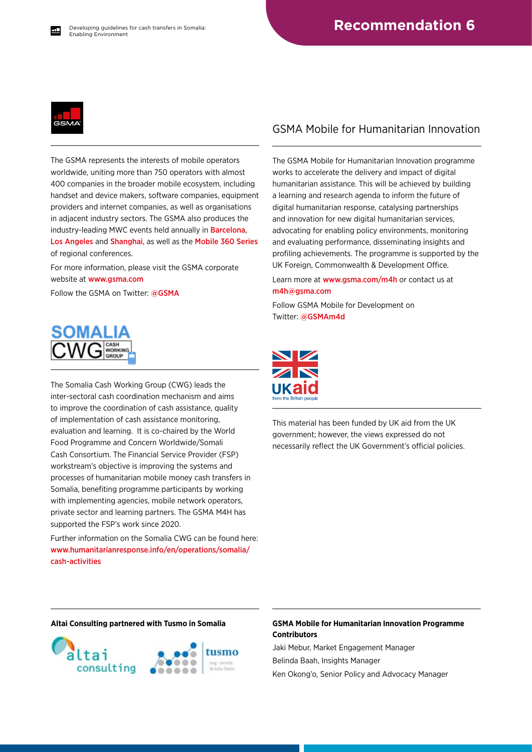The GSMA represents the interests of mobile operators worldwide, uniting more than 750 operators with almost 400 companies in the broader mobile ecosystem, including handset and device makers, software companies, equipment providers and internet companies, as well as organisations in adjacent industry sectors. The GSMA also produces the industry-leading MWC events held annually in Barcelona, Los Angeles and Shanghai, as well as the Mobile 360 Series of regional conferences.

For more information, please visit the GSMA corporate website at www.gsma.com

Follow the GSMA on Twitter: @GSMA

The Somalia Cash Working Group (CWG) leads the inter-sectoral cash coordination mechanism and aims to improve the coordination of cash assistance, quality of implementation of cash assistance monitoring, evaluation and learning. It is co-chaired by the World Food Programme and Concern Worldwide/Somali Cash Consortium. The Financial Service Provider (FSP) workstream's objective is improving the systems and processes of humanitarian mobile money cash transfers in Somalia, benefiting programme participants by working with implementing agencies, mobile network operators, private sector and learning partners. The GSMA M4H has supported the FSP's work since 2020.

Further information on the Somalia CWG can be found here: www.humanitarianresponse.info/en/operations/somalia/cash-activities

## GSMA Mobile for Humanitarian Innovation

The GSMA Mobile for Humanitarian Innovation programme works to accelerate the delivery and impact of digital humanitarian assistance. This will be achieved by building a learning and research agenda to inform the future of digital humanitarian response, catalysing partnerships and innovation for new digital humanitarian services, advocating for enabling policy environments, monitoring and evaluating performance, disseminating insights and profiling achievements. The programme is supported by the UK Foreign, Commonwealth & Development Office.

Learn more at www.gsma.com/m4h or contact us at m4h@gsma.com

Follow GSMA Mobile for Development on Twitter: @GSMAm4d

This material has been funded by UK aid from the UK government; however, the views expressed do not necessarily reflect the UK Government's official policies.

**Altai Consulting partnered with Tusmo in Somalia**

**GSMA Mobile for Humanitarian Innovation Programme Contributors**

Jaki Mebur, Market Engagement Manager

Belinda Baah, Insights Manager

Ken Okong'o, Senior Policy and Advocacy Manager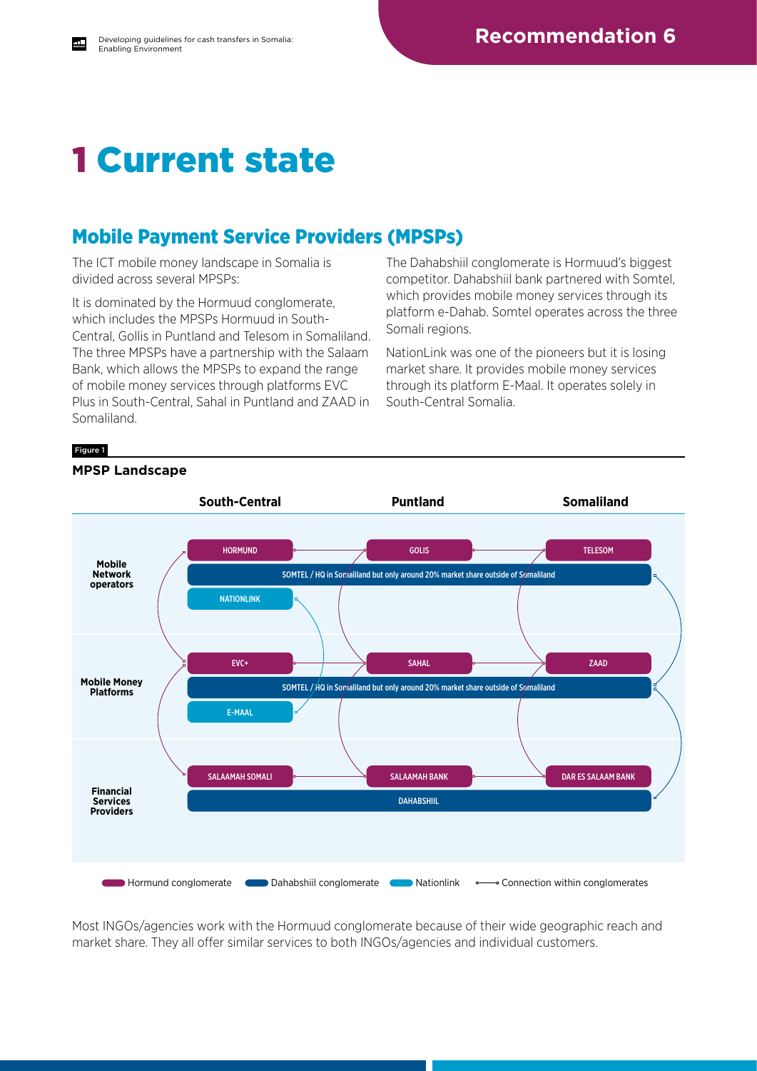# 1 Current state

## Mobile Payment Service Providers (MPSPs)

The ICT mobile money landscape in Somalia is divided across several MPSPs:

It is dominated by the Hormuud conglomerate, which includes the MPSPs Hormuud in South-Central, Gollis in Puntland and Telesom in Somaliland. The three MPSPs have a partnership with the Salaam Bank, which allows the MPSPs to expand the range of mobile money services through platforms EVC Plus in South-Central, Sahal in Puntland and ZAAD in Somaliland.

The Dahabshiil conglomerate is Hormuud's biggest competitor. Dahabshiil bank partnered with Somtel, which provides mobile money services through its platform e-Dahab. Somtel operates across the three Somali regions.

NationLink was one of the pioneers but it is losing market share. It provides mobile money services through its platform E-Maal. It operates solely in South-Central Somalia.

Figure 1

**MPSP Landscape**

| | South-Central | Puntland | Somaliland |
|---|---|---|---|
| **Mobile Network operators** | HORMUND | GOLIS | TELESOM |
| | SOMTEL / HQ in Somaliland but only around 20% market share outside of Somaliland | | |
| | NATIONLINK | | |
| **Mobile Money Platforms** | EVC+ | SAHAL | ZAAD |
| | SOMTEL / HQ in Somaliland but only around 20% market share outside of Somaliland | | |
| | E-MAAL | | |
| **Financial Services Providers** | SALAAMAH SOMALI | SALAAMAH BANK | DAR ES SALAAM BANK |
| | DAHABSHIIL | | |

Hormund conglomerate · Dahabshiil conglomerate · Nationlink · Connection within conglomerates

Most INGOs/agencies work with the Hormuud conglomerate because of their wide geographic reach and market share. They all offer similar services to both INGOs/agencies and individual customers.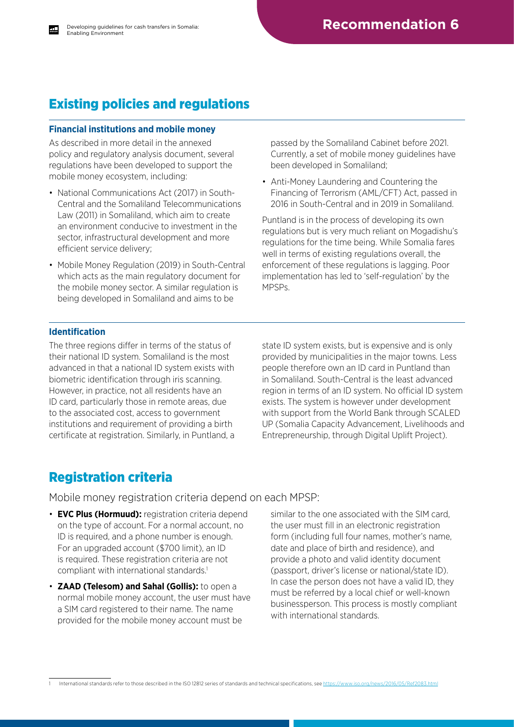# Recommendation 6

## Existing policies and regulations

### Financial institutions and mobile money

As described in more detail in the annexed policy and regulatory analysis document, several regulations have been developed to support the mobile money ecosystem, including:

- National Communications Act (2017) in South-Central and the Somaliland Telecommunications Law (2011) in Somaliland, which aim to create an environment conducive to investment in the sector, infrastructural development and more efficient service delivery;
- Mobile Money Regulation (2019) in South-Central which acts as the main regulatory document for the mobile money sector. A similar regulation is being developed in Somaliland and aims to be passed by the Somaliland Cabinet before 2021. Currently, a set of mobile money guidelines have been developed in Somaliland;
- Anti-Money Laundering and Countering the Financing of Terrorism (AML/CFT) Act, passed in 2016 in South-Central and in 2019 in Somaliland.

Puntland is in the process of developing its own regulations but is very much reliant on Mogadishu's regulations for the time being. While Somalia fares well in terms of existing regulations overall, the enforcement of these regulations is lagging. Poor implementation has led to 'self-regulation' by the MPSPs.

### Identification

The three regions differ in terms of the status of their national ID system. Somaliland is the most advanced in that a national ID system exists with biometric identification through iris scanning. However, in practice, not all residents have an ID card, particularly those in remote areas, due to the associated cost, access to government institutions and requirement of providing a birth certificate at registration. Similarly, in Puntland, a state ID system exists, but is expensive and is only provided by municipalities in the major towns. Less people therefore own an ID card in Puntland than in Somaliland. South-Central is the least advanced region in terms of an ID system. No official ID system exists. The system is however under development with support from the World Bank through SCALED UP (Somalia Capacity Advancement, Livelihoods and Entrepreneurship, through Digital Uplift Project).

## Registration criteria

Mobile money registration criteria depend on each MPSP:

- **EVC Plus (Hormuud):** registration criteria depend on the type of account. For a normal account, no ID is required, and a phone number is enough. For an upgraded account ($700 limit), an ID is required. These registration criteria are not compliant with international standards.[1]
- **ZAAD (Telesom) and Sahal (Gollis):** to open a normal mobile money account, the user must have a SIM card registered to their name. The name provided for the mobile money account must be similar to the one associated with the SIM card, the user must fill in an electronic registration form (including full four names, mother's name, date and place of birth and residence), and provide a photo and valid identity document (passport, driver's license or national/state ID). In case the person does not have a valid ID, they must be referred by a local chief or well-known businessperson. This process is mostly compliant with international standards.

[1] International standards refer to those described in the ISO 12812 series of standards and technical specifications, see https://www.iso.org/news/2016/05/Ref2083.html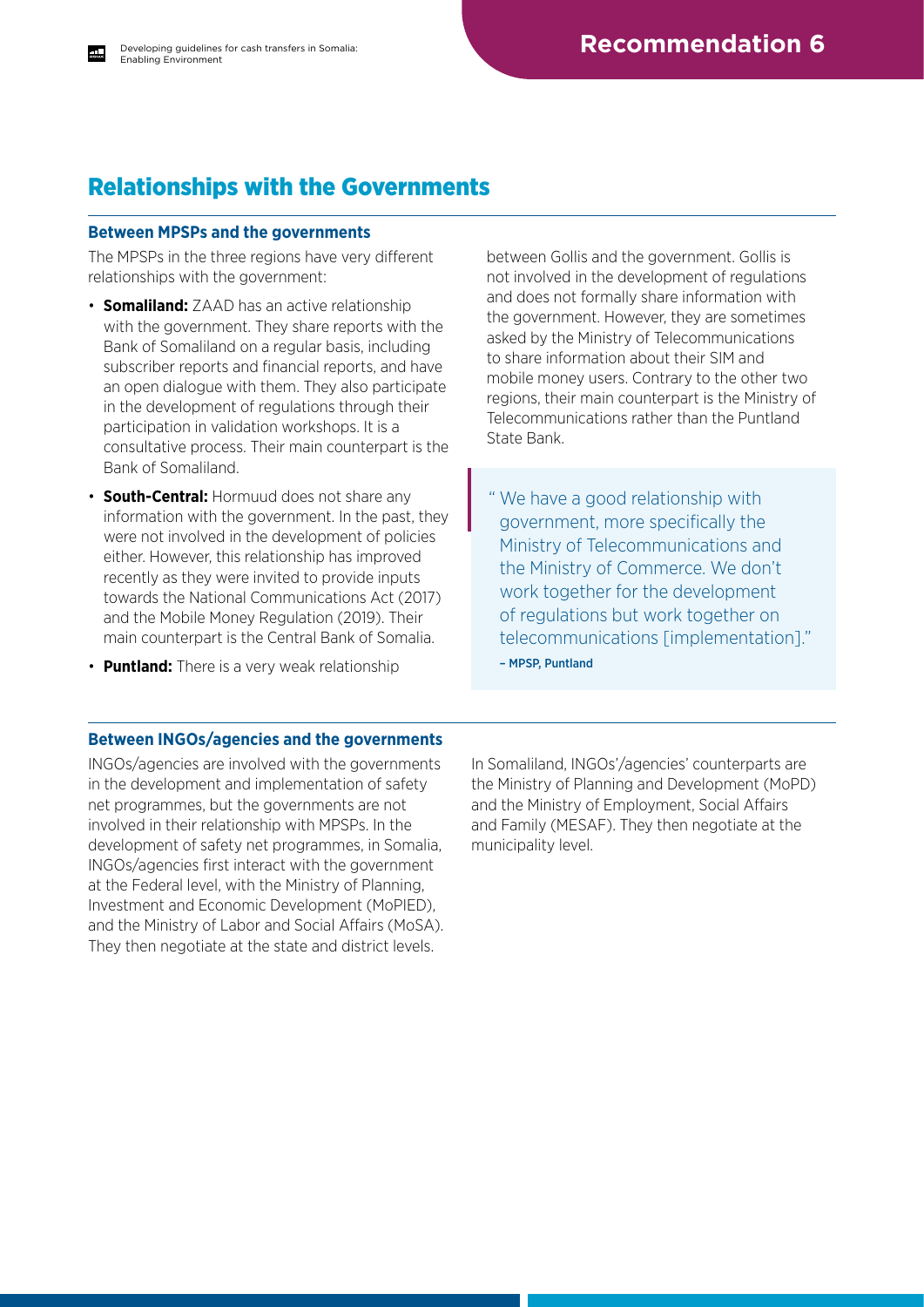# Relationships with the Governments

### Between MPSPs and the governments

The MPSPs in the three regions have very different relationships with the government:

- **Somaliland:** ZAAD has an active relationship with the government. They share reports with the Bank of Somaliland on a regular basis, including subscriber reports and financial reports, and have an open dialogue with them. They also participate in the development of regulations through their participation in validation workshops. It is a consultative process. Their main counterpart is the Bank of Somaliland.
- **South-Central:** Hormuud does not share any information with the government. In the past, they were not involved in the development of policies either. However, this relationship has improved recently as they were invited to provide inputs towards the National Communications Act (2017) and the Mobile Money Regulation (2019). Their main counterpart is the Central Bank of Somalia.
- **Puntland:** There is a very weak relationship between Gollis and the government. Gollis is not involved in the development of regulations and does not formally share information with the government. However, they are sometimes asked by the Ministry of Telecommunications to share information about their SIM and mobile money users. Contrary to the other two regions, their main counterpart is the Ministry of Telecommunications rather than the Puntland State Bank.

> " We have a good relationship with government, more specifically the Ministry of Telecommunications and the Ministry of Commerce. We don't work together for the development of regulations but work together on telecommunications [implementation]."
>
> – MPSP, Puntland

### Between INGOs/agencies and the governments

INGOs/agencies are involved with the governments in the development and implementation of safety net programmes, but the governments are not involved in their relationship with MPSPs. In the development of safety net programmes, in Somalia, INGOs/agencies first interact with the government at the Federal level, with the Ministry of Planning, Investment and Economic Development (MoPIED), and the Ministry of Labor and Social Affairs (MoSA). They then negotiate at the state and district levels.

In Somaliland, INGOs'/agencies' counterparts are the Ministry of Planning and Development (MoPD) and the Ministry of Employment, Social Affairs and Family (MESAF). They then negotiate at the municipality level.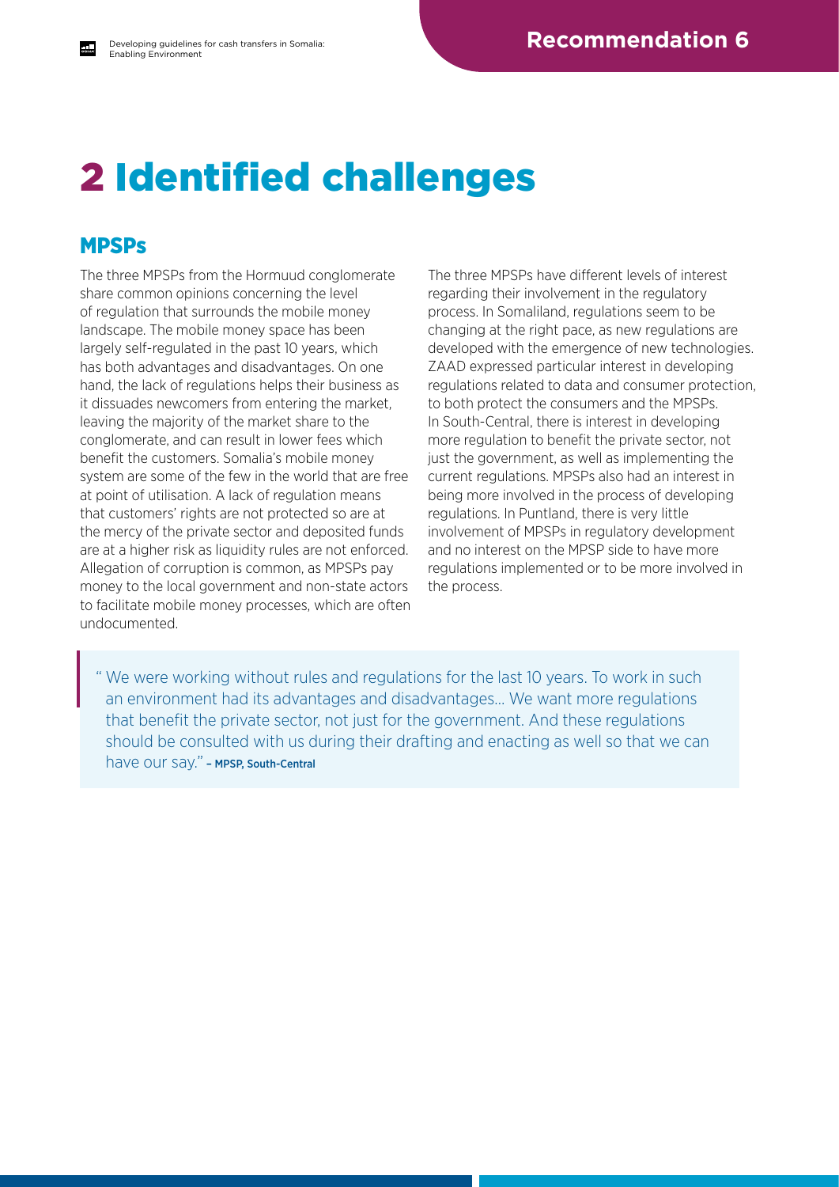# 2 Identified challenges

## MPSPs

The three MPSPs from the Hormuud conglomerate share common opinions concerning the level of regulation that surrounds the mobile money landscape. The mobile money space has been largely self-regulated in the past 10 years, which has both advantages and disadvantages. On one hand, the lack of regulations helps their business as it dissuades newcomers from entering the market, leaving the majority of the market share to the conglomerate, and can result in lower fees which benefit the customers. Somalia's mobile money system are some of the few in the world that are free at point of utilisation. A lack of regulation means that customers' rights are not protected so are at the mercy of the private sector and deposited funds are at a higher risk as liquidity rules are not enforced. Allegation of corruption is common, as MPSPs pay money to the local government and non-state actors to facilitate mobile money processes, which are often undocumented.

The three MPSPs have different levels of interest regarding their involvement in the regulatory process. In Somaliland, regulations seem to be changing at the right pace, as new regulations are developed with the emergence of new technologies. ZAAD expressed particular interest in developing regulations related to data and consumer protection, to both protect the consumers and the MPSPs. In South-Central, there is interest in developing more regulation to benefit the private sector, not just the government, as well as implementing the current regulations. MPSPs also had an interest in being more involved in the process of developing regulations. In Puntland, there is very little involvement of MPSPs in regulatory development and no interest on the MPSP side to have more regulations implemented or to be more involved in the process.

> " We were working without rules and regulations for the last 10 years. To work in such an environment had its advantages and disadvantages... We want more regulations that benefit the private sector, not just for the government. And these regulations should be consulted with us during their drafting and enacting as well so that we can have our say." **– MPSP, South-Central**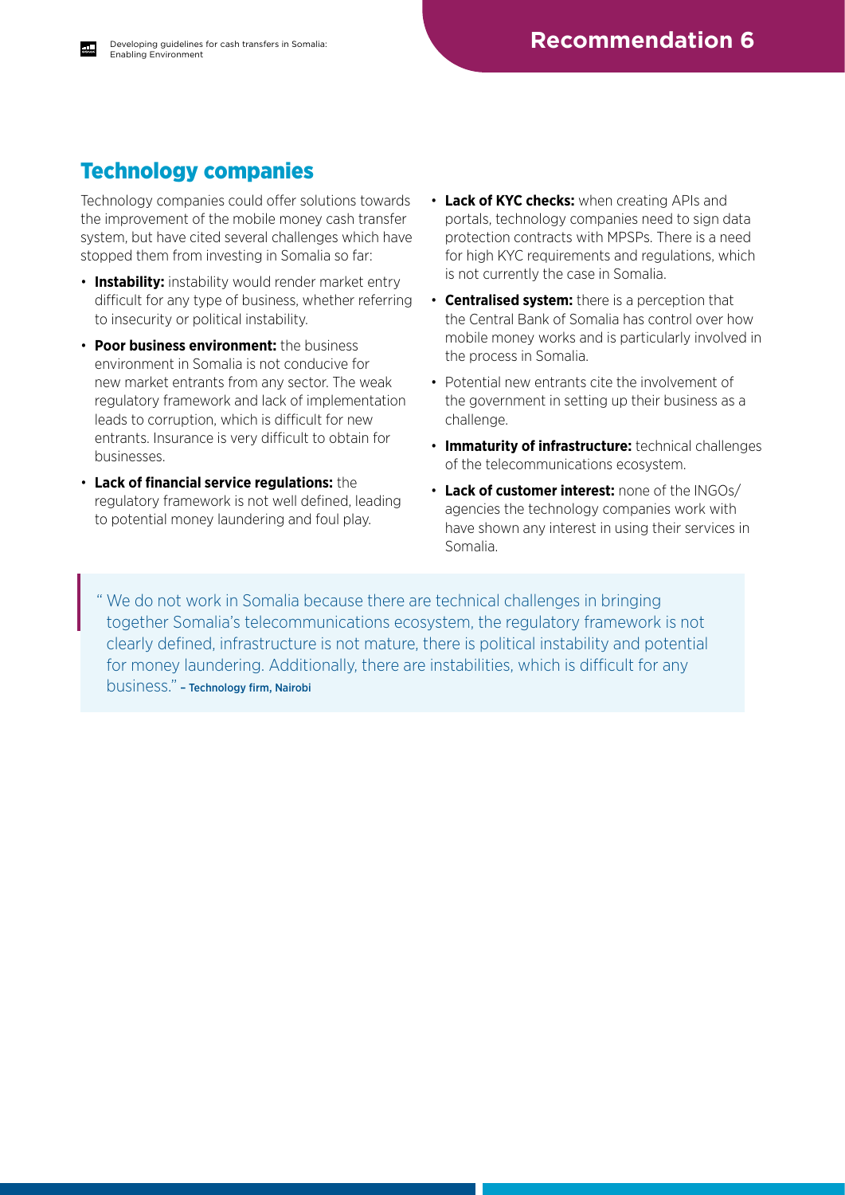## Technology companies

Technology companies could offer solutions towards the improvement of the mobile money cash transfer system, but have cited several challenges which have stopped them from investing in Somalia so far:

- **Instability:** instability would render market entry difficult for any type of business, whether referring to insecurity or political instability.
- **Poor business environment:** the business environment in Somalia is not conducive for new market entrants from any sector. The weak regulatory framework and lack of implementation leads to corruption, which is difficult for new entrants. Insurance is very difficult to obtain for businesses.
- **Lack of financial service regulations:** the regulatory framework is not well defined, leading to potential money laundering and foul play.
- **Lack of KYC checks:** when creating APIs and portals, technology companies need to sign data protection contracts with MPSPs. There is a need for high KYC requirements and regulations, which is not currently the case in Somalia.
- **Centralised system:** there is a perception that the Central Bank of Somalia has control over how mobile money works and is particularly involved in the process in Somalia.
- Potential new entrants cite the involvement of the government in setting up their business as a challenge.
- **Immaturity of infrastructure:** technical challenges of the telecommunications ecosystem.
- **Lack of customer interest:** none of the INGOs/agencies the technology companies work with have shown any interest in using their services in Somalia.

> "We do not work in Somalia because there are technical challenges in bringing together Somalia's telecommunications ecosystem, the regulatory framework is not clearly defined, infrastructure is not mature, there is political instability and potential for money laundering. Additionally, there are instabilities, which is difficult for any business." – Technology firm, Nairobi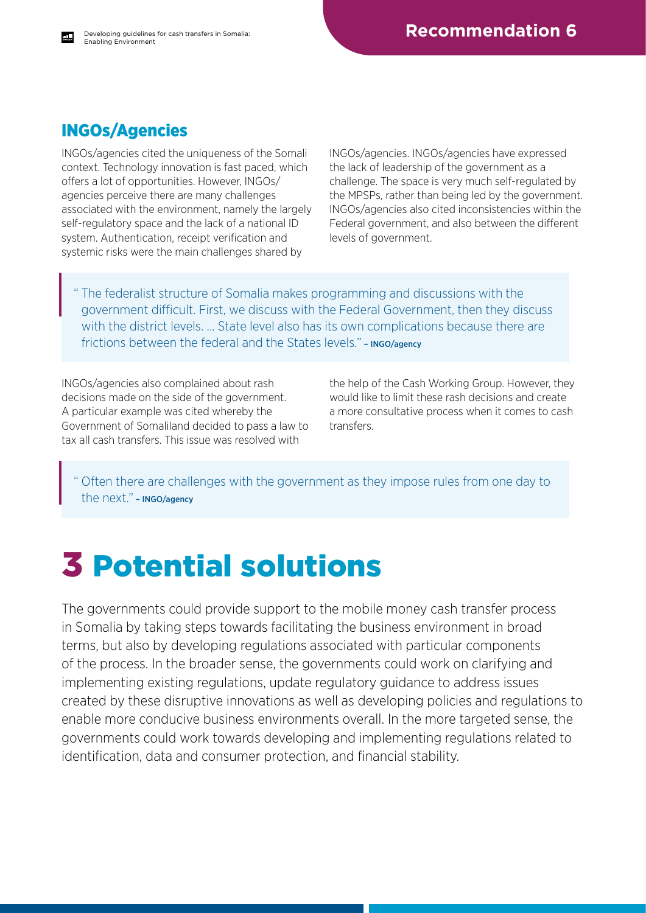## INGOs/Agencies

INGOs/agencies cited the uniqueness of the Somali context. Technology innovation is fast paced, which offers a lot of opportunities. However, INGOs/agencies perceive there are many challenges associated with the environment, namely the largely self-regulatory space and the lack of a national ID system. Authentication, receipt verification and systemic risks were the main challenges shared by INGOs/agencies. INGOs/agencies have expressed the lack of leadership of the government as a challenge. The space is very much self-regulated by the MPSPs, rather than being led by the government. INGOs/agencies also cited inconsistencies within the Federal government, and also between the different levels of government.

> " The federalist structure of Somalia makes programming and discussions with the government difficult. First, we discuss with the Federal Government, then they discuss with the district levels. … State level also has its own complications because there are frictions between the federal and the States levels." – INGO/agency

INGOs/agencies also complained about rash decisions made on the side of the government. A particular example was cited whereby the Government of Somaliland decided to pass a law to tax all cash transfers. This issue was resolved with the help of the Cash Working Group. However, they would like to limit these rash decisions and create a more consultative process when it comes to cash transfers.

> " Often there are challenges with the government as they impose rules from one day to the next." – INGO/agency

# 3 Potential solutions

The governments could provide support to the mobile money cash transfer process in Somalia by taking steps towards facilitating the business environment in broad terms, but also by developing regulations associated with particular components of the process. In the broader sense, the governments could work on clarifying and implementing existing regulations, update regulatory guidance to address issues created by these disruptive innovations as well as developing policies and regulations to enable more conducive business environments overall. In the more targeted sense, the governments could work towards developing and implementing regulations related to identification, data and consumer protection, and financial stability.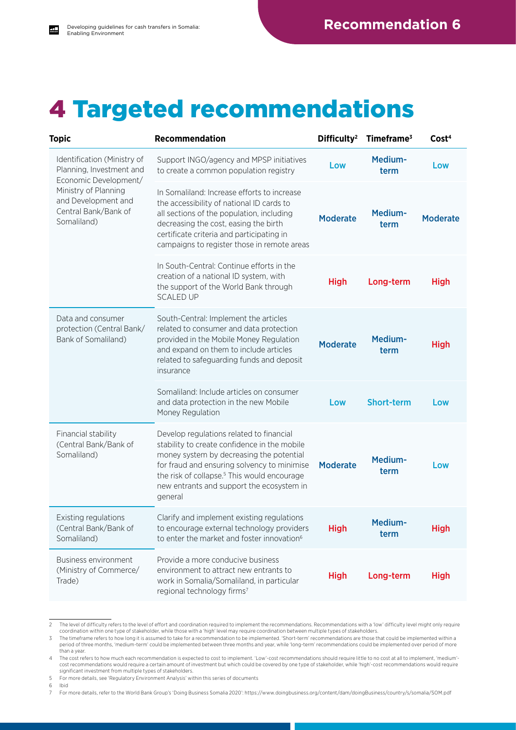# 4 Targeted recommendations

| Topic | Recommendation | Difficulty[2] | Timeframe[3] | Cost[4] |
|---|---|---|---|---|
| Identification (Ministry of Planning, Investment and Economic Development/ Ministry of Planning and Development and Central Bank/Bank of Somaliland) | Support INGO/agency and MPSP initiatives to create a common population registry | Low | Medium-term | Low |
| | In Somaliland: Increase efforts to increase the accessibility of national ID cards to all sections of the population, including decreasing the cost, easing the birth certificate criteria and participating in campaigns to register those in remote areas | Moderate | Medium-term | Moderate |
| | In South-Central: Continue efforts in the creation of a national ID system, with the support of the World Bank through SCALED UP | High | Long-term | High |
| Data and consumer protection (Central Bank/ Bank of Somaliland) | South-Central: Implement the articles related to consumer and data protection provided in the Mobile Money Regulation and expand on them to include articles related to safeguarding funds and deposit insurance | Moderate | Medium-term | High |
| | Somaliland: Include articles on consumer and data protection in the new Mobile Money Regulation | Low | Short-term | Low |
| Financial stability (Central Bank/Bank of Somaliland) | Develop regulations related to financial stability to create confidence in the mobile money system by decreasing the potential for fraud and ensuring solvency to minimise the risk of collapse.[5] This would encourage new entrants and support the ecosystem in general | Moderate | Medium-term | Low |
| Existing regulations (Central Bank/Bank of Somaliland) | Clarify and implement existing regulations to encourage external technology providers to enter the market and foster innovation[6] | High | Medium-term | High |
| Business environment (Ministry of Commerce/ Trade) | Provide a more conducive business environment to attract new entrants to work in Somalia/Somaliland, in particular regional technology firms[7] | High | Long-term | High |

2 The level of difficulty refers to the level of effort and coordination required to implement the recommendations. Recommendations with a 'low' difficulty level might only require coordination within one type of stakeholder, while those with a 'high' level may require coordination between multiple types of stakeholders.

3 The timeframe refers to how long it is assumed to take for a recommendation to be implemented. 'Short-term' recommendations are those that could be implemented within a period of three months, 'medium-term' could be implemented between three months and year, while 'long-term' recommendations could be implemented over period of more than a year.

4 The cost refers to how much each recommendation is expected to cost to implement. 'Low'-cost recommendations should require little to no cost at all to implement, 'medium'-cost recommendations would require a certain amount of investment but which could be covered by one type of stakeholder, while 'high'-cost recommendations would require significant investment from multiple types of stakeholders.

5 For more details, see 'Regulatory Environment Analysis' within this series of documents

6 Ibid

7 For more details, refer to the World Bank Group's 'Doing Business Somalia 2020': https://www.doingbusiness.org/content/dam/doingBusiness/country/s/somalia/SOM.pdf